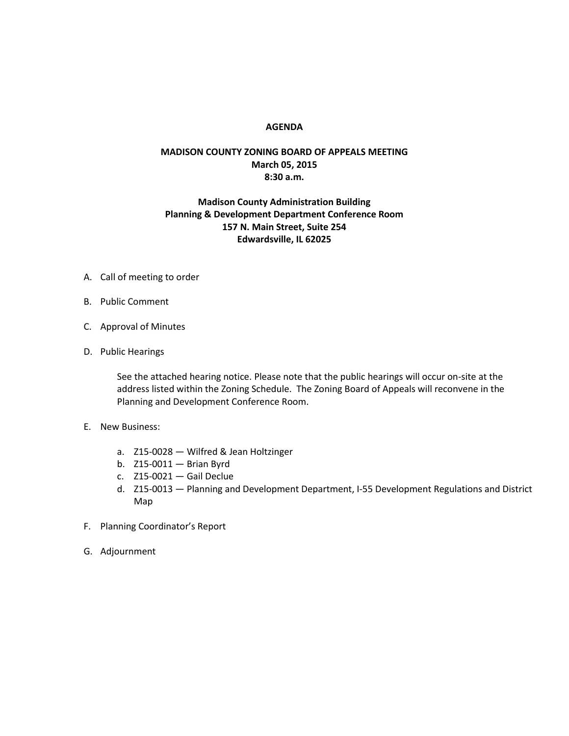# AGENDA

## MADISON COUNTY ZONING BOARD OF APPEALS MEETING
**March 05, 2015**
**8:30 a.m.**

**Madison County Administration Building**
**Planning & Development Department Conference Room**
**157 N. Main Street, Suite 254**
**Edwardsville, IL 62025**

A. Call of meeting to order

B. Public Comment

C. Approval of Minutes

D. Public Hearings

   See the attached hearing notice. Please note that the public hearings will occur on-site at the address listed within the Zoning Schedule. The Zoning Board of Appeals will reconvene in the Planning and Development Conference Room.

E. New Business:

   a. Z15-0028 — Wilfred & Jean Holtzinger
   b. Z15-0011 — Brian Byrd
   c. Z15-0021 — Gail Declue
   d. Z15-0013 — Planning and Development Department, I-55 Development Regulations and District Map

F. Planning Coordinator's Report

G. Adjournment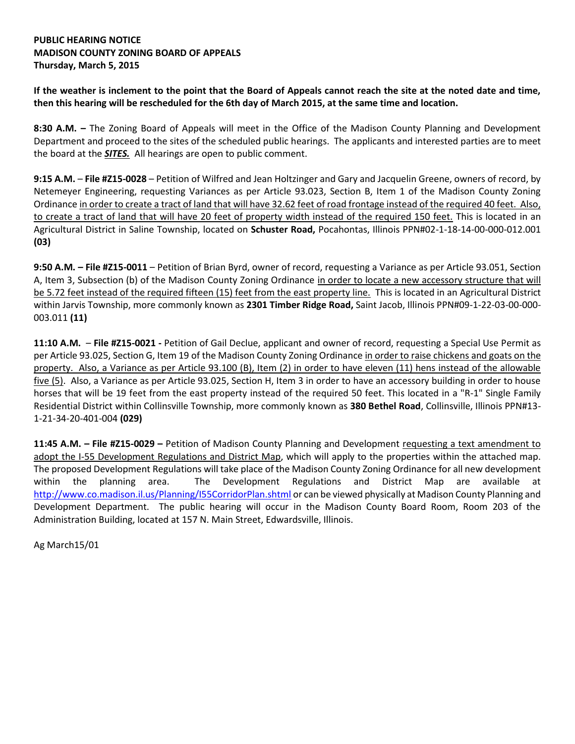**PUBLIC HEARING NOTICE**
**MADISON COUNTY ZONING BOARD OF APPEALS**
**Thursday, March 5, 2015**

**If the weather is inclement to the point that the Board of Appeals cannot reach the site at the noted date and time, then this hearing will be rescheduled for the 6th day of March 2015, at the same time and location.**

**8:30 A.M. –** The Zoning Board of Appeals will meet in the Office of the Madison County Planning and Development Department and proceed to the sites of the scheduled public hearings. The applicants and interested parties are to meet the board at the ***SITES.*** All hearings are open to public comment.

**9:15 A.M.** – **File #Z15-0028** – Petition of Wilfred and Jean Holtzinger and Gary and Jacquelin Greene, owners of record, by Netemeyer Engineering, requesting Variances as per Article 93.023, Section B, Item 1 of the Madison County Zoning Ordinance in order to create a tract of land that will have 32.62 feet of road frontage instead of the required 40 feet. Also, to create a tract of land that will have 20 feet of property width instead of the required 150 feet. This is located in an Agricultural District in Saline Township, located on **Schuster Road,** Pocahontas, Illinois PPN#02-1-18-14-00-000-012.001 **(03)**

**9:50 A.M. – File #Z15-0011** – Petition of Brian Byrd, owner of record, requesting a Variance as per Article 93.051, Section A, Item 3, Subsection (b) of the Madison County Zoning Ordinance in order to locate a new accessory structure that will be 5.72 feet instead of the required fifteen (15) feet from the east property line. This is located in an Agricultural District within Jarvis Township, more commonly known as **2301 Timber Ridge Road,** Saint Jacob, Illinois PPN#09-1-22-03-00-000-003.011 **(11)**

**11:10 A.M.** – **File #Z15-0021 -** Petition of Gail Declue, applicant and owner of record, requesting a Special Use Permit as per Article 93.025, Section G, Item 19 of the Madison County Zoning Ordinance in order to raise chickens and goats on the property. Also, a Variance as per Article 93.100 (B), Item (2) in order to have eleven (11) hens instead of the allowable five (5). Also, a Variance as per Article 93.025, Section H, Item 3 in order to have an accessory building in order to house horses that will be 19 feet from the east property instead of the required 50 feet. This located in a "R-1" Single Family Residential District within Collinsville Township, more commonly known as **380 Bethel Road**, Collinsville, Illinois PPN#13-1-21-34-20-401-004 **(029)**

**11:45 A.M. – File #Z15-0029 –** Petition of Madison County Planning and Development requesting a text amendment to adopt the I-55 Development Regulations and District Map, which will apply to the properties within the attached map. The proposed Development Regulations will take place of the Madison County Zoning Ordinance for all new development within the planning area. The Development Regulations and District Map are available at http://www.co.madison.il.us/Planning/I55CorridorPlan.shtml or can be viewed physically at Madison County Planning and Development Department. The public hearing will occur in the Madison County Board Room, Room 203 of the Administration Building, located at 157 N. Main Street, Edwardsville, Illinois.

Ag March15/01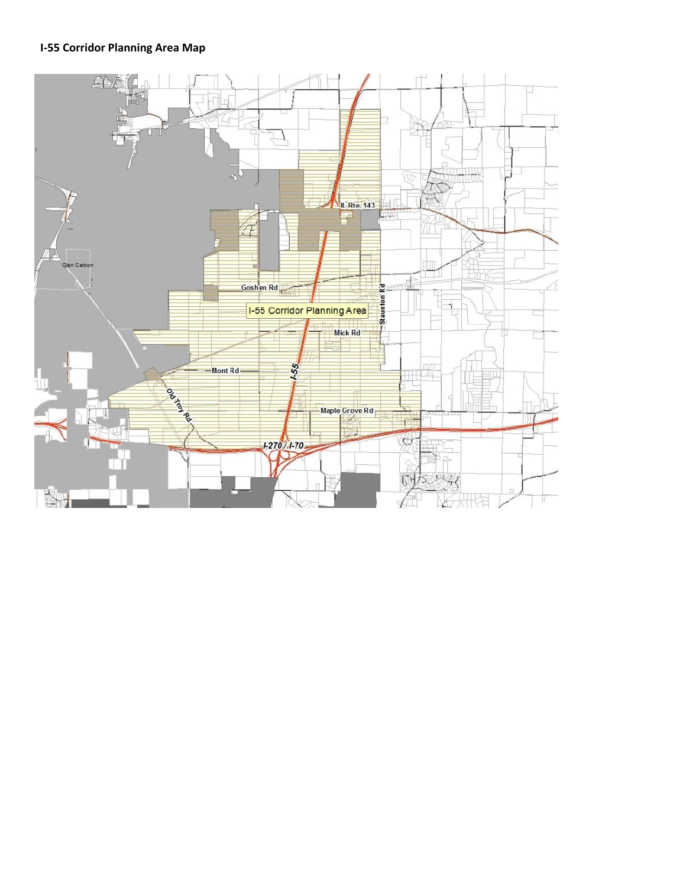**I-55 Corridor Planning Area Map**

I-55 Corridor Planning Area

IL Rte 143

Glen Carbon

Goshen Rd

Staunton Rd

Mick Rd

Mont Rd

I-55

Old Troy Rd

Maple Grove Rd

I-270 / I-70